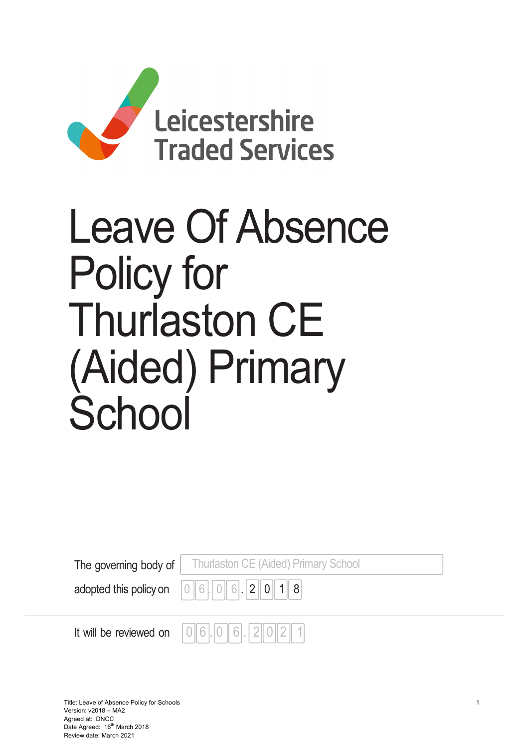Leicestershire Traded Services

# Leave Of Absence Policy for Thurlaston CE (Aided) Primary School

The governing body of Thurlaston CE (Aided) Primary School

adopted this policy on 06.06.2018

It will be reviewed on 06.06.2021

Title: Leave of Absence Policy for Schools
Version: v2018 – MA2
Agreed at: DNCC
Date Agreed: 16th March 2018
Review date: March 2021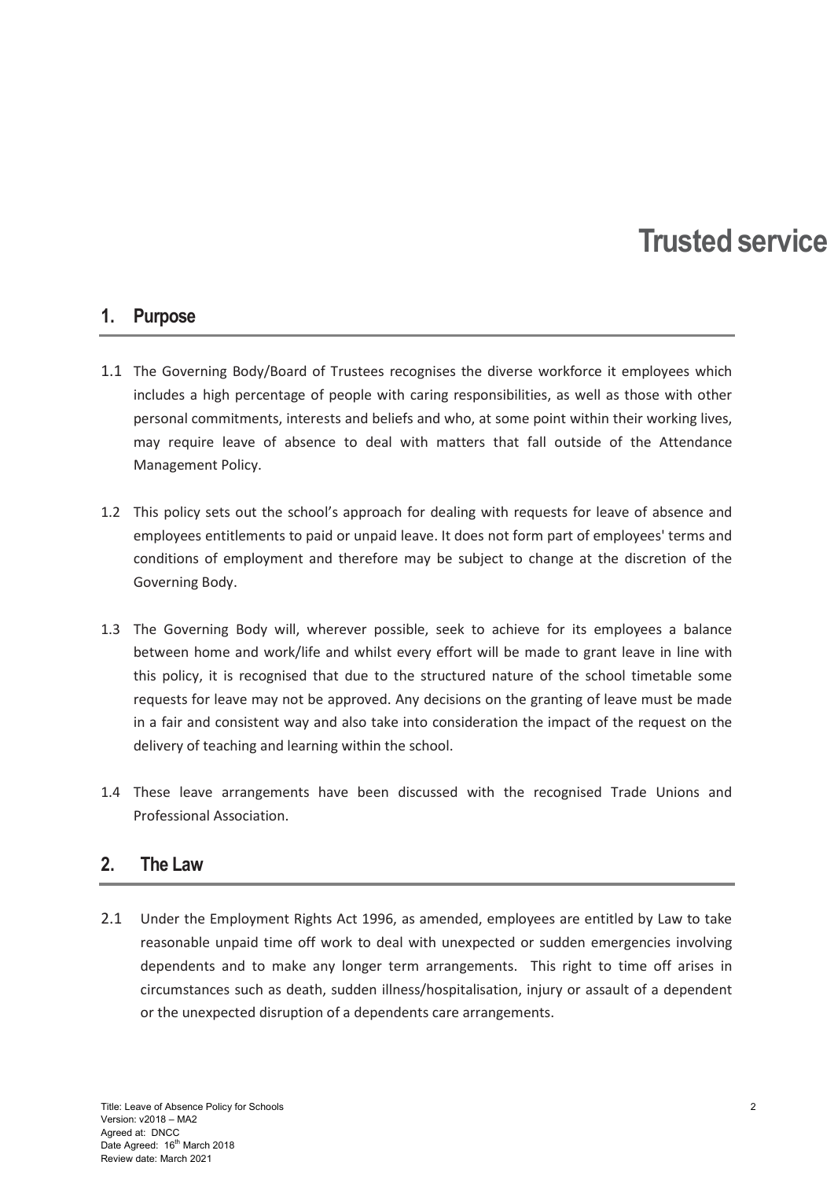# Trusted service

## 1. Purpose

1.1 The Governing Body/Board of Trustees recognises the diverse workforce it employees which includes a high percentage of people with caring responsibilities, as well as those with other personal commitments, interests and beliefs and who, at some point within their working lives, may require leave of absence to deal with matters that fall outside of the Attendance Management Policy.

1.2 This policy sets out the school's approach for dealing with requests for leave of absence and employees entitlements to paid or unpaid leave. It does not form part of employees' terms and conditions of employment and therefore may be subject to change at the discretion of the Governing Body.

1.3 The Governing Body will, wherever possible, seek to achieve for its employees a balance between home and work/life and whilst every effort will be made to grant leave in line with this policy, it is recognised that due to the structured nature of the school timetable some requests for leave may not be approved. Any decisions on the granting of leave must be made in a fair and consistent way and also take into consideration the impact of the request on the delivery of teaching and learning within the school.

1.4 These leave arrangements have been discussed with the recognised Trade Unions and Professional Association.

## 2. The Law

2.1 Under the Employment Rights Act 1996, as amended, employees are entitled by Law to take reasonable unpaid time off work to deal with unexpected or sudden emergencies involving dependents and to make any longer term arrangements. This right to time off arises in circumstances such as death, sudden illness/hospitalisation, injury or assault of a dependent or the unexpected disruption of a dependents care arrangements.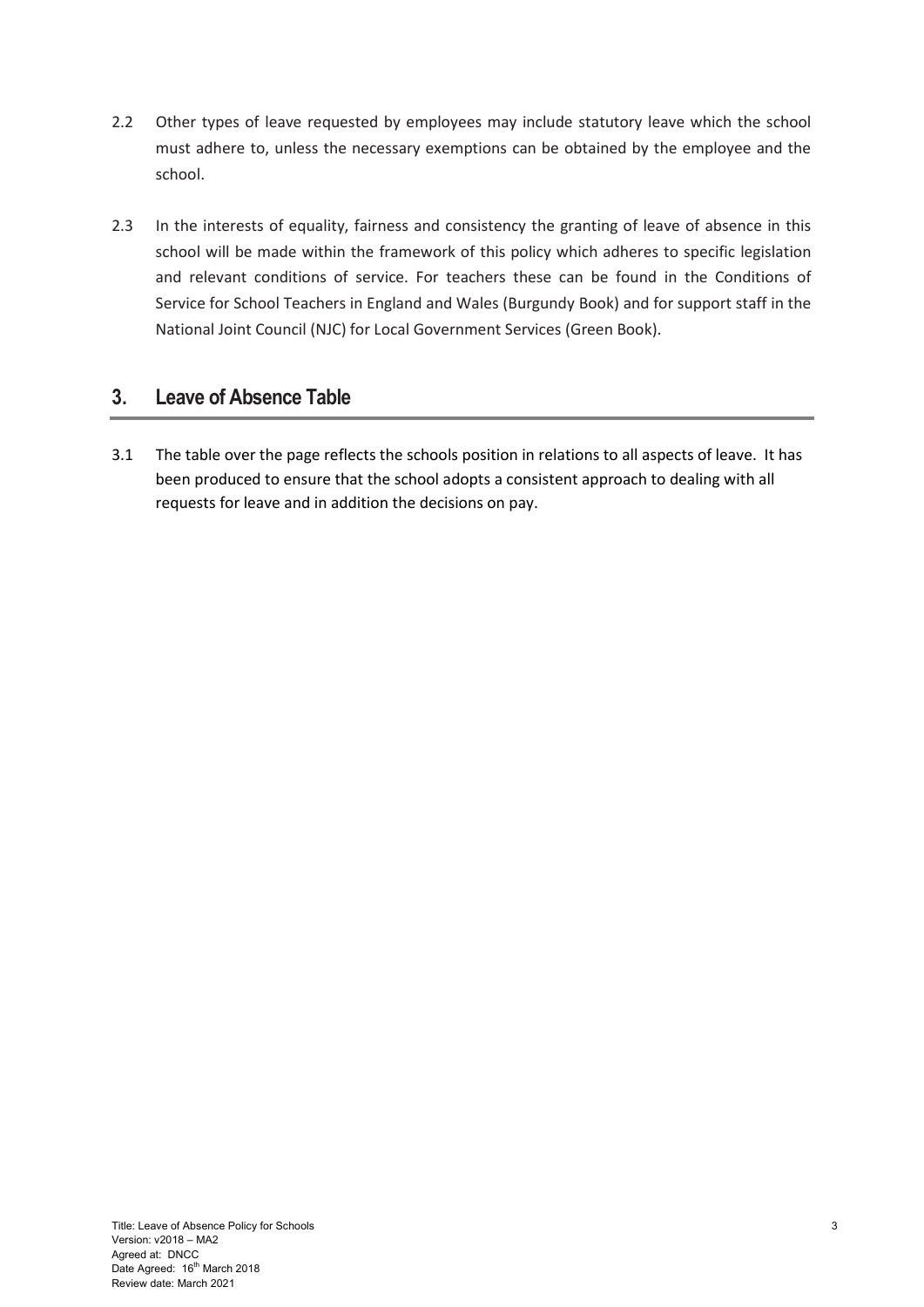2.2 Other types of leave requested by employees may include statutory leave which the school must adhere to, unless the necessary exemptions can be obtained by the employee and the school.

2.3 In the interests of equality, fairness and consistency the granting of leave of absence in this school will be made within the framework of this policy which adheres to specific legislation and relevant conditions of service. For teachers these can be found in the Conditions of Service for School Teachers in England and Wales (Burgundy Book) and for support staff in the National Joint Council (NJC) for Local Government Services (Green Book).

## 3. Leave of Absence Table

3.1 The table over the page reflects the schools position in relations to all aspects of leave. It has been produced to ensure that the school adopts a consistent approach to dealing with all requests for leave and in addition the decisions on pay.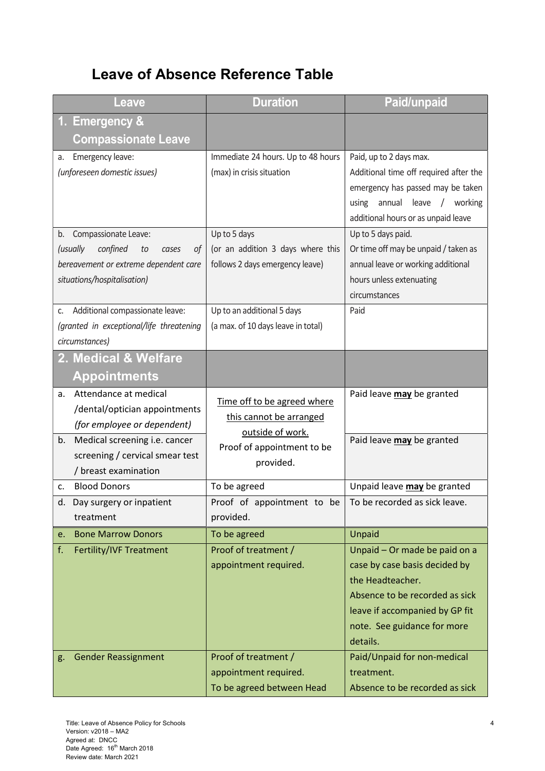## Leave of Absence Reference Table

| Leave | Duration | Paid/unpaid |
| --- | --- | --- |
| **1. Emergency & Compassionate Leave** | | |
| a. Emergency leave: *(unforeseen domestic issues)* | Immediate 24 hours. Up to 48 hours (max) in crisis situation | Paid, up to 2 days max. Additional time off required after the emergency has passed may be taken using annual leave / working additional hours or as unpaid leave |
| b. Compassionate Leave: *(usually confined to cases of bereavement or extreme dependent care situations/hospitalisation)* | Up to 5 days (or an addition 3 days where this follows 2 days emergency leave) | Up to 5 days paid. Or time off may be unpaid / taken as annual leave or working additional hours unless extenuating circumstances |
| c. Additional compassionate leave: *(granted in exceptional/life threatening circumstances)* | Up to an additional 5 days (a max. of 10 days leave in total) | Paid |
| **2. Medical & Welfare Appointments** | | |
| a. Attendance at medical /dental/optician appointments *(for employee or dependent)* | Time off to be agreed where this cannot be arranged outside of work. Proof of appointment to be provided. | Paid leave **may** be granted |
| b. Medical screening i.e. cancer screening / cervical smear test / breast examination | | Paid leave **may** be granted |
| c. Blood Donors | To be agreed | Unpaid leave **may** be granted |
| d. Day surgery or inpatient treatment | Proof of appointment to be provided. | To be recorded as sick leave. |
| e. Bone Marrow Donors | To be agreed | Unpaid |
| f. Fertility/IVF Treatment | Proof of treatment / appointment required. | Unpaid – Or made be paid on a case by case basis decided by the Headteacher. Absence to be recorded as sick leave if accompanied by GP fit note. See guidance for more details. |
| g. Gender Reassignment | Proof of treatment / appointment required. To be agreed between Head | Paid/Unpaid for non-medical treatment. Absence to be recorded as sick |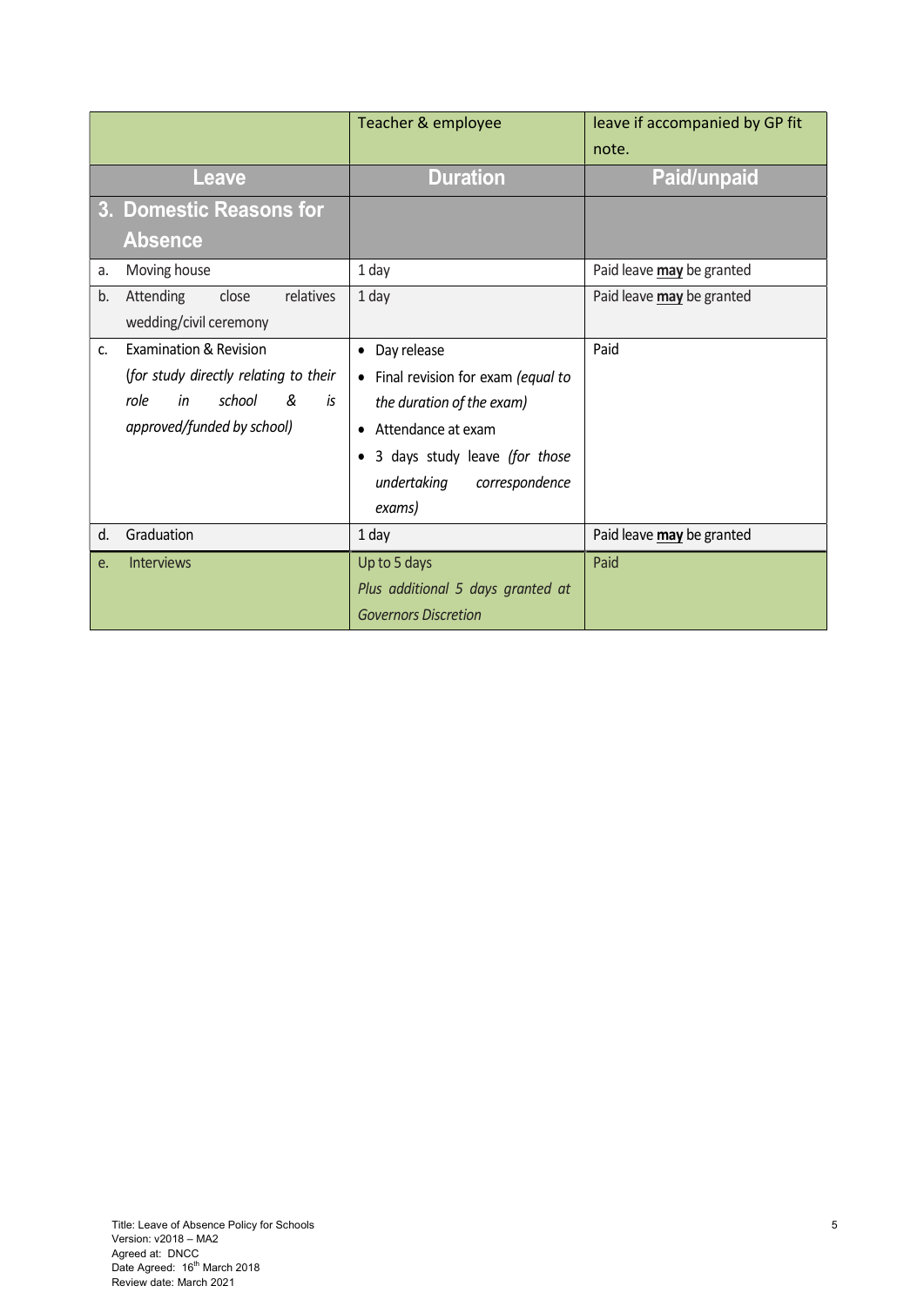| | Teacher & employee | leave if accompanied by GP fit note. |
|---|---|---|
| **Leave** | **Duration** | **Paid/unpaid** |
| **3. Domestic Reasons for Absence** | | |
| a. Moving house | 1 day | Paid leave **may** be granted |
| b. Attending close relatives wedding/civil ceremony | 1 day | Paid leave **may** be granted |
| c. Examination & Revision *(for study directly relating to their role in school & is approved/funded by school)* | • Day release<br>• Final revision for exam *(equal to the duration of the exam)*<br>• Attendance at exam<br>• 3 days study leave *(for those undertaking correspondence exams)* | Paid |
| d. Graduation | 1 day | Paid leave **may** be granted |
| e. Interviews | Up to 5 days<br>*Plus additional 5 days granted at Governors Discretion* | Paid |

Title: Leave of Absence Policy for Schools
Version: v2018 – MA2
Agreed at: DNCC
Date Agreed: 16th March 2018
Review date: March 2021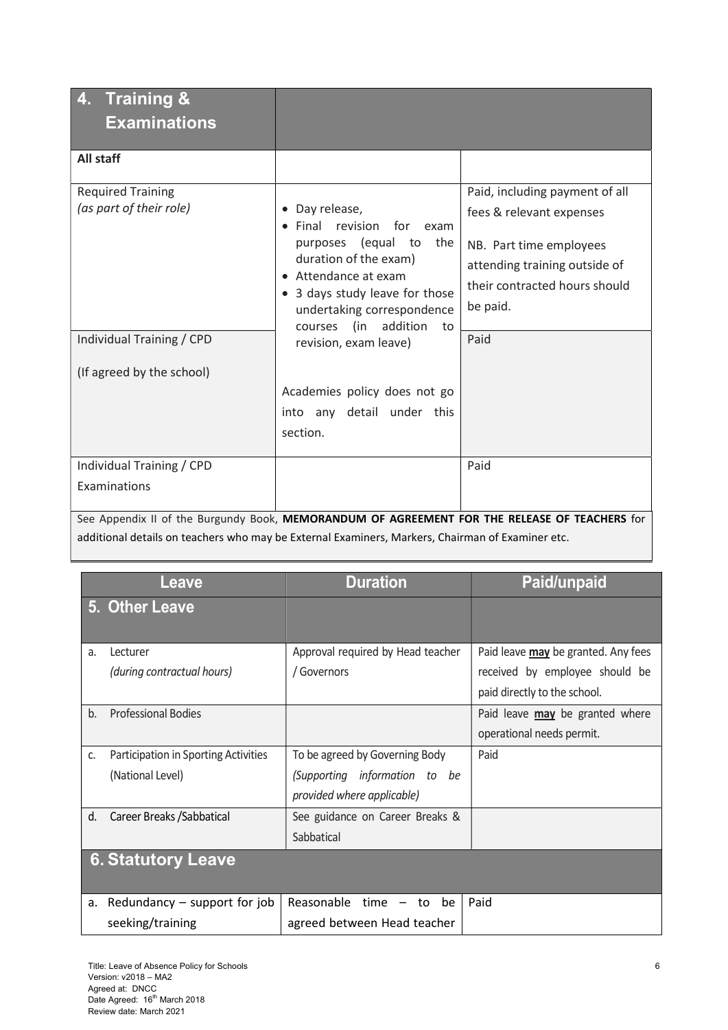| 4. Training & Examinations | | |
|---|---|---|
| **All staff** | | |
| Required Training *(as part of their role)* | • Day release, • Final revision for exam purposes (equal to the duration of the exam) • Attendance at exam • 3 days study leave for those undertaking correspondence courses (in addition to revision, exam leave) | Paid, including payment of all fees & relevant expenses NB. Part time employees attending training outside of their contracted hours should be paid. |
| Individual Training / CPD (If agreed by the school) | Academies policy does not go into any detail under this section. | Paid |
| Individual Training / CPD Examinations | | Paid |

See Appendix II of the Burgundy Book, **MEMORANDUM OF AGREEMENT FOR THE RELEASE OF TEACHERS** for additional details on teachers who may be External Examiners, Markers, Chairman of Examiner etc.

| Leave | Duration | Paid/unpaid |
|---|---|---|
| **5. Other Leave** | | |
| a. Lecturer *(during contractual hours)* | Approval required by Head teacher / Governors | Paid leave **may** be granted. Any fees received by employee should be paid directly to the school. |
| b. Professional Bodies | | Paid leave **may** be granted where operational needs permit. |
| c. Participation in Sporting Activities (National Level) | To be agreed by Governing Body *(Supporting information to be provided where applicable)* | Paid |
| d. Career Breaks /Sabbatical | See guidance on Career Breaks & Sabbatical | |
| **6. Statutory Leave** | | |
| a. Redundancy – support for job seeking/training | Reasonable time – to be agreed between Head teacher | Paid |

Title: Leave of Absence Policy for Schools
Version: v2018 – MA2
Agreed at: DNCC
Date Agreed: 16th March 2018
Review date: March 2021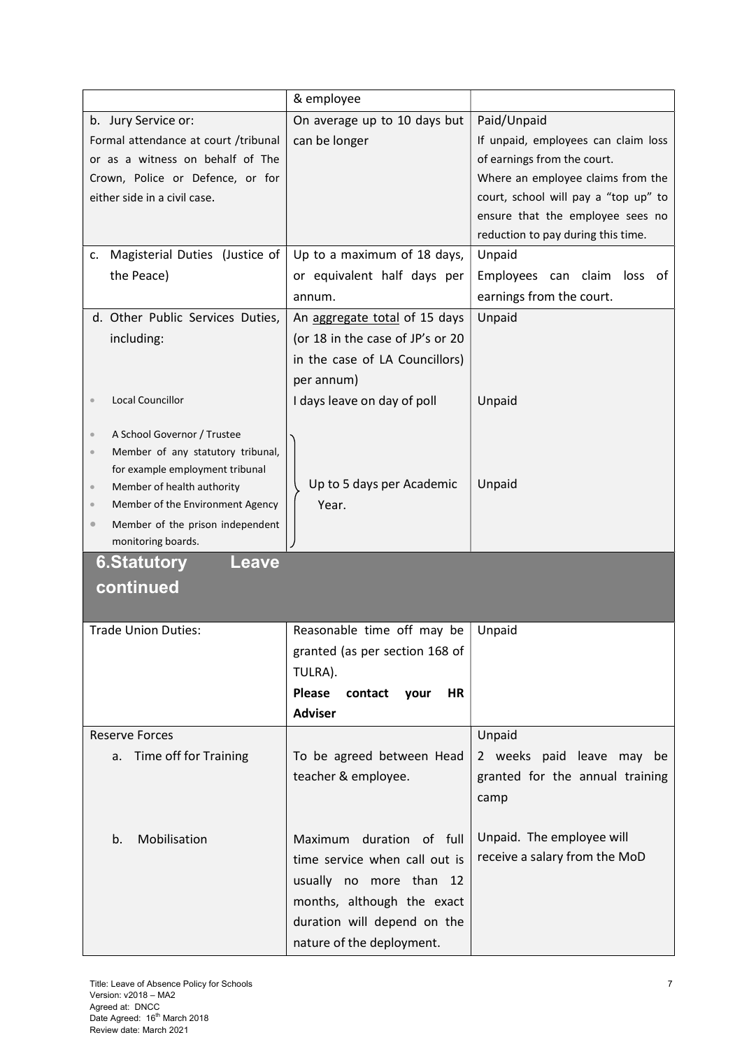| | & employee | |
|---|---|---|
| b. Jury Service or:<br>Formal attendance at court /tribunal or as a witness on behalf of The Crown, Police or Defence, or for either side in a civil case. | On average up to 10 days but can be longer | Paid/Unpaid<br>If unpaid, employees can claim loss of earnings from the court.<br>Where an employee claims from the court, school will pay a "top up" to ensure that the employee sees no reduction to pay during this time. |
| c. Magisterial Duties (Justice of the Peace) | Up to a maximum of 18 days, or equivalent half days per annum. | Unpaid<br>Employees can claim loss of earnings from the court. |
| d. Other Public Services Duties, including: | An aggregate total of 15 days (or 18 in the case of JP's or 20 in the case of LA Councillors) per annum) | Unpaid |
| • Local Councillor | I days leave on day of poll | Unpaid |
| • A School Governor / Trustee<br>• Member of any statutory tribunal, for example employment tribunal<br>• Member of health authority<br>• Member of the Environment Agency<br>• Member of the prison independent monitoring boards. | Up to 5 days per Academic Year. | Unpaid |

## 6.Statutory Leave continued

| | | |
|---|---|---|
| Trade Union Duties: | Reasonable time off may be granted (as per section 168 of TULRA).<br>**Please contact your HR Adviser** | Unpaid |
| Reserve Forces<br>a. Time off for Training | To be agreed between Head teacher & employee. | Unpaid<br>2 weeks paid leave may be granted for the annual training camp |
| b. Mobilisation | Maximum duration of full time service when call out is usually no more than 12 months, although the exact duration will depend on the nature of the deployment. | Unpaid. The employee will receive a salary from the MoD |

Title: Leave of Absence Policy for Schools
Version: v2018 – MA2
Agreed at: DNCC
Date Agreed: 16th March 2018
Review date: March 2021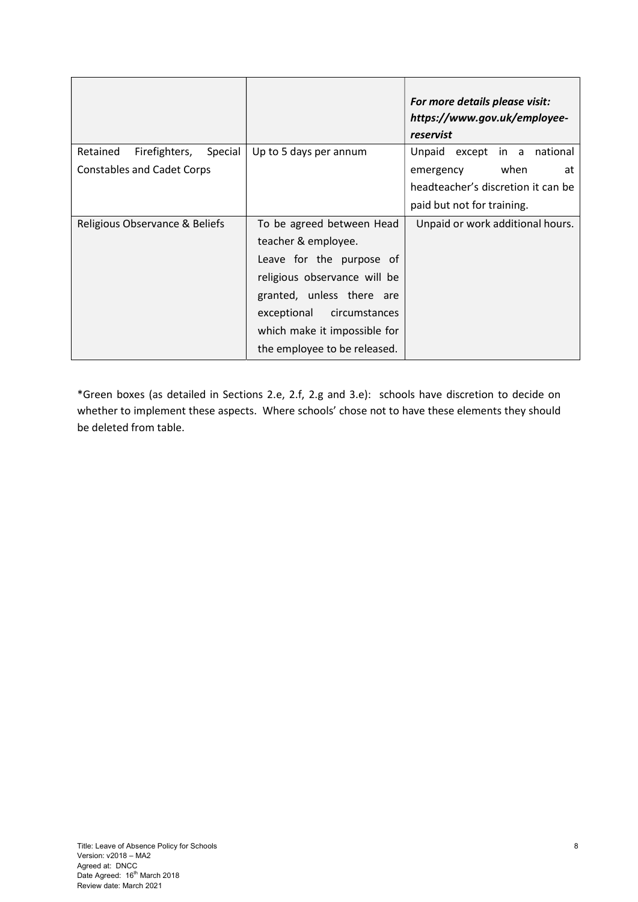| | | |
|---|---|---|
| | | ***For more details please visit: https://www.gov.uk/employee-reservist*** |
| Retained Firefighters, Special Constables and Cadet Corps | Up to 5 days per annum | Unpaid except in a national emergency when at headteacher's discretion it can be paid but not for training. |
| Religious Observance & Beliefs | To be agreed between Head teacher & employee. Leave for the purpose of religious observance will be granted, unless there are exceptional circumstances which make it impossible for the employee to be released. | Unpaid or work additional hours. |

*Green boxes (as detailed in Sections 2.e, 2.f, 2.g and 3.e): schools have discretion to decide on whether to implement these aspects. Where schools' chose not to have these elements they should be deleted from table.

Title: Leave of Absence Policy for Schools
Version: v2018 – MA2
Agreed at: DNCC
Date Agreed: 16th March 2018
Review date: March 2021